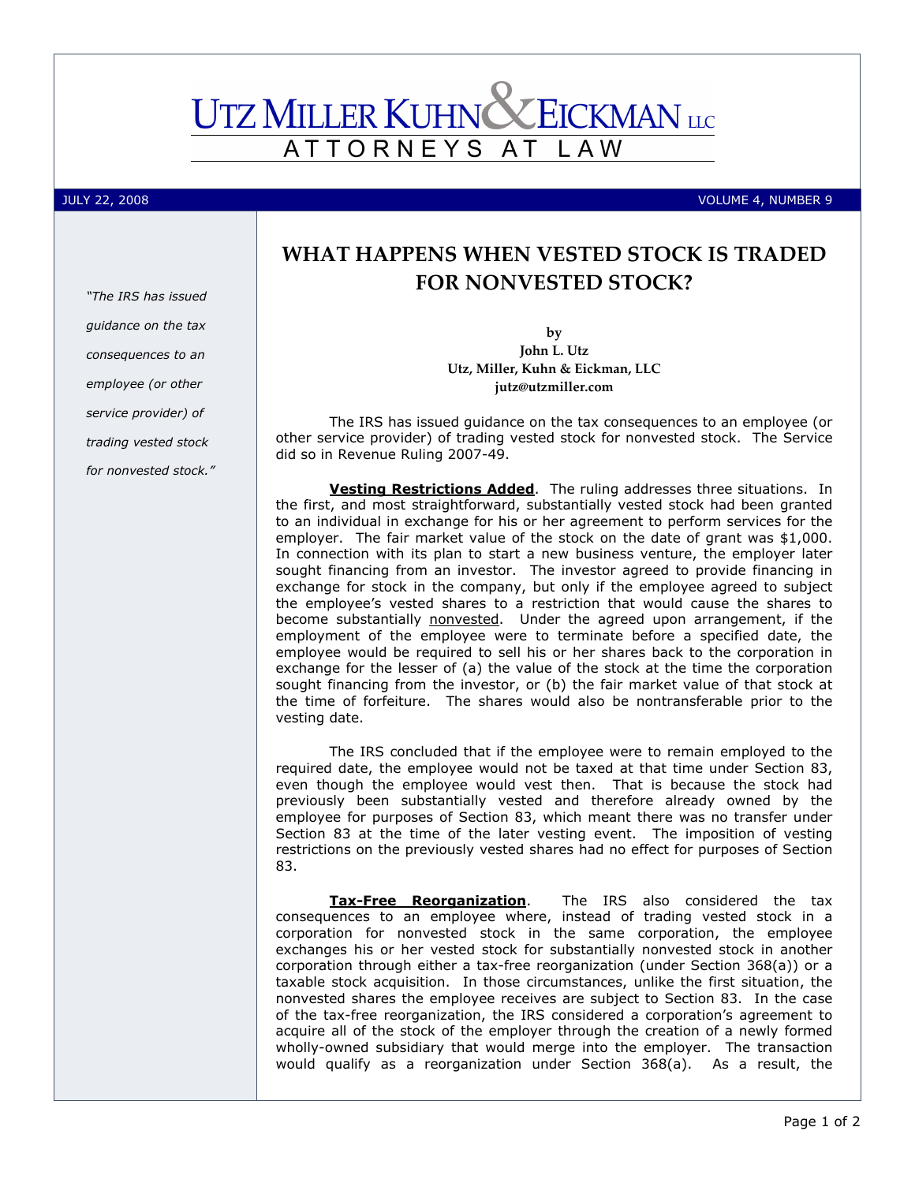# UTZ MILLER KUHN & EICKMAN LLC

ATTORNEYS AT LAW

JULY 22, 2008 VOLUME 4, NUMBER 9

*"The IRS has issued guidance on the tax consequences to an employee (or other service provider) of trading vested stock for nonvested stock."*

## WHAT HAPPENS WHEN VESTED STOCK IS TRADED FOR NONVESTED STOCK?

**by**
**John L. Utz**
**Utz, Miller, Kuhn & Eickman, LLC**
**jutz@utzmiller.com**

The IRS has issued guidance on the tax consequences to an employee (or other service provider) of trading vested stock for nonvested stock. The Service did so in Revenue Ruling 2007-49.

**Vesting Restrictions Added**. The ruling addresses three situations. In the first, and most straightforward, substantially vested stock had been granted to an individual in exchange for his or her agreement to perform services for the employer. The fair market value of the stock on the date of grant was $1,000. In connection with its plan to start a new business venture, the employer later sought financing from an investor. The investor agreed to provide financing in exchange for stock in the company, but only if the employee agreed to subject the employee's vested shares to a restriction that would cause the shares to become substantially nonvested. Under the agreed upon arrangement, if the employment of the employee were to terminate before a specified date, the employee would be required to sell his or her shares back to the corporation in exchange for the lesser of (a) the value of the stock at the time the corporation sought financing from the investor, or (b) the fair market value of that stock at the time of forfeiture. The shares would also be nontransferable prior to the vesting date.

The IRS concluded that if the employee were to remain employed to the required date, the employee would not be taxed at that time under Section 83, even though the employee would vest then. That is because the stock had previously been substantially vested and therefore already owned by the employee for purposes of Section 83, which meant there was no transfer under Section 83 at the time of the later vesting event. The imposition of vesting restrictions on the previously vested shares had no effect for purposes of Section 83.

**Tax-Free Reorganization**. The IRS also considered the tax consequences to an employee where, instead of trading vested stock in a corporation for nonvested stock in the same corporation, the employee exchanges his or her vested stock for substantially nonvested stock in another corporation through either a tax-free reorganization (under Section 368(a)) or a taxable stock acquisition. In those circumstances, unlike the first situation, the nonvested shares the employee receives are subject to Section 83. In the case of the tax-free reorganization, the IRS considered a corporation's agreement to acquire all of the stock of the employer through the creation of a newly formed wholly-owned subsidiary that would merge into the employer. The transaction would qualify as a reorganization under Section 368(a). As a result, the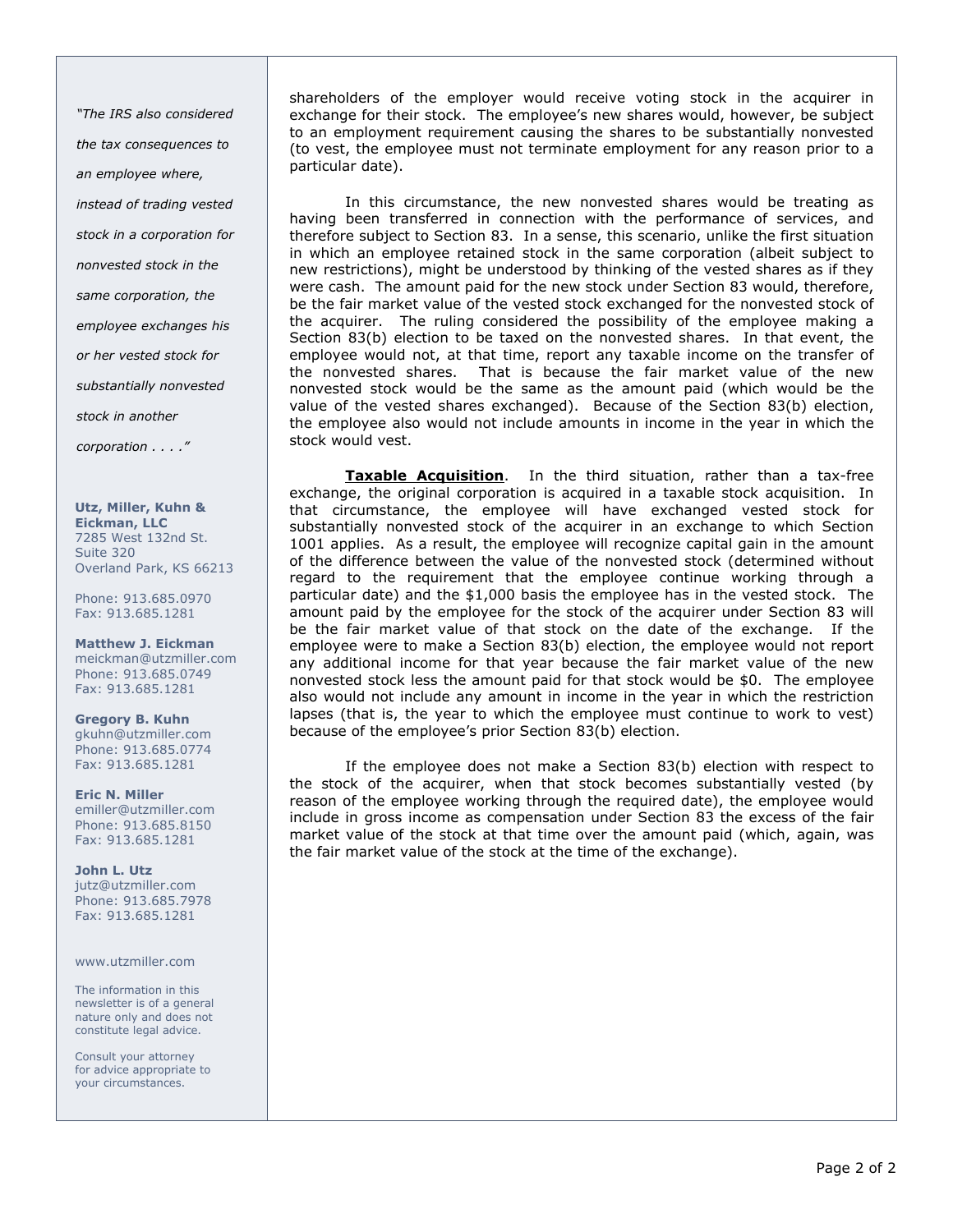shareholders of the employer would receive voting stock in the acquirer in exchange for their stock. The employee's new shares would, however, be subject to an employment requirement causing the shares to be substantially nonvested (to vest, the employee must not terminate employment for any reason prior to a particular date).

In this circumstance, the new nonvested shares would be treating as having been transferred in connection with the performance of services, and therefore subject to Section 83. In a sense, this scenario, unlike the first situation in which an employee retained stock in the same corporation (albeit subject to new restrictions), might be understood by thinking of the vested shares as if they were cash. The amount paid for the new stock under Section 83 would, therefore, be the fair market value of the vested stock exchanged for the nonvested stock of the acquirer. The ruling considered the possibility of the employee making a Section 83(b) election to be taxed on the nonvested shares. In that event, the employee would not, at that time, report any taxable income on the transfer of the nonvested shares. That is because the fair market value of the new nonvested stock would be the same as the amount paid (which would be the value of the vested shares exchanged). Because of the Section 83(b) election, the employee also would not include amounts in income in the year in which the stock would vest.

**Taxable Acquisition**. In the third situation, rather than a tax-free exchange, the original corporation is acquired in a taxable stock acquisition. In that circumstance, the employee will have exchanged vested stock for substantially nonvested stock of the acquirer in an exchange to which Section 1001 applies. As a result, the employee will recognize capital gain in the amount of the difference between the value of the nonvested stock (determined without regard to the requirement that the employee continue working through a particular date) and the $1,000 basis the employee has in the vested stock. The amount paid by the employee for the stock of the acquirer under Section 83 will be the fair market value of that stock on the date of the exchange. If the employee were to make a Section 83(b) election, the employee would not report any additional income for that year because the fair market value of the new nonvested stock less the amount paid for that stock would be $0. The employee also would not include any amount in income in the year in which the restriction lapses (that is, the year to which the employee must continue to work to vest) because of the employee's prior Section 83(b) election.

If the employee does not make a Section 83(b) election with respect to the stock of the acquirer, when that stock becomes substantially vested (by reason of the employee working through the required date), the employee would include in gross income as compensation under Section 83 the excess of the fair market value of the stock at that time over the amount paid (which, again, was the fair market value of the stock at the time of the exchange).

*"The IRS also considered the tax consequences to an employee where, instead of trading vested stock in a corporation for nonvested stock in the same corporation, the employee exchanges his or her vested stock for substantially nonvested stock in another corporation . . . ."*

**Utz, Miller, Kuhn & Eickman, LLC**
7285 West 132nd St.
Suite 320
Overland Park, KS 66213

Phone: 913.685.0970
Fax: 913.685.1281

**Matthew J. Eickman**
meickman@utzmiller.com
Phone: 913.685.0749
Fax: 913.685.1281

**Gregory B. Kuhn**
gkuhn@utzmiller.com
Phone: 913.685.0774
Fax: 913.685.1281

**Eric N. Miller**
emiller@utzmiller.com
Phone: 913.685.8150
Fax: 913.685.1281

**John L. Utz**
jutz@utzmiller.com
Phone: 913.685.7978
Fax: 913.685.1281

www.utzmiller.com

The information in this newsletter is of a general nature only and does not constitute legal advice.

Consult your attorney for advice appropriate to your circumstances.